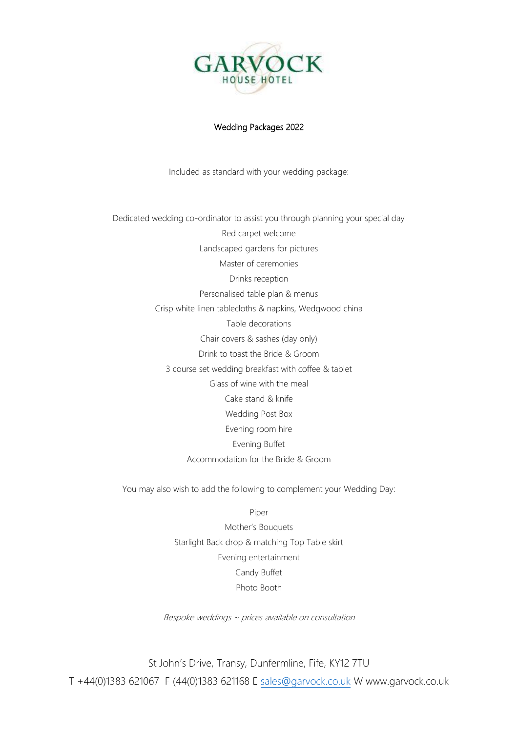# GARVOCK HOUSE HOTEL

## Wedding Packages 2022

Included as standard with your wedding package:

Dedicated wedding co-ordinator to assist you through planning your special day

Red carpet welcome

Landscaped gardens for pictures

Master of ceremonies

Drinks reception

Personalised table plan & menus

Crisp white linen tablecloths & napkins, Wedgwood china

Table decorations

Chair covers & sashes (day only)

Drink to toast the Bride & Groom

3 course set wedding breakfast with coffee & tablet

Glass of wine with the meal

Cake stand & knife

Wedding Post Box

Evening room hire

Evening Buffet

Accommodation for the Bride & Groom

You may also wish to add the following to complement your Wedding Day:

Piper

Mother's Bouquets

Starlight Back drop & matching Top Table skirt

Evening entertainment

Candy Buffet

Photo Booth

*Bespoke weddings ~ prices available on consultation*

St John's Drive, Transy, Dunfermline, Fife, KY12 7TU

T +44(0)1383 621067 F (44(0)1383 621168 E sales@garvock.co.uk W www.garvock.co.uk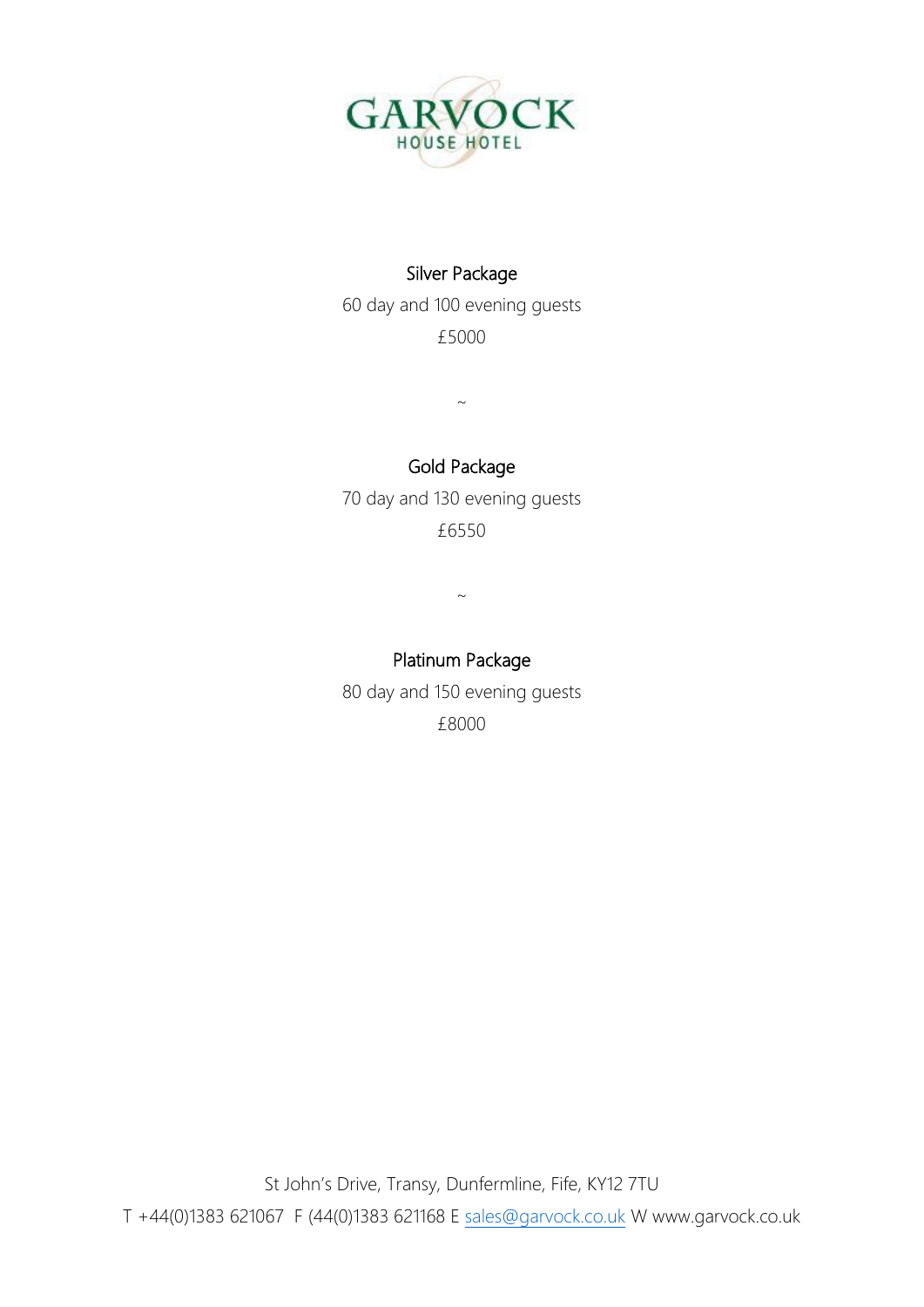GARVOCK HOUSE HOTEL

## Silver Package

60 day and 100 evening guests

£5000

~

## Gold Package

70 day and 130 evening guests

£6550

~

## Platinum Package

80 day and 150 evening guests

£8000

St John's Drive, Transy, Dunfermline, Fife, KY12 7TU

T +44(0)1383 621067 F (44(0)1383 621168 E sales@garvock.co.uk W www.garvock.co.uk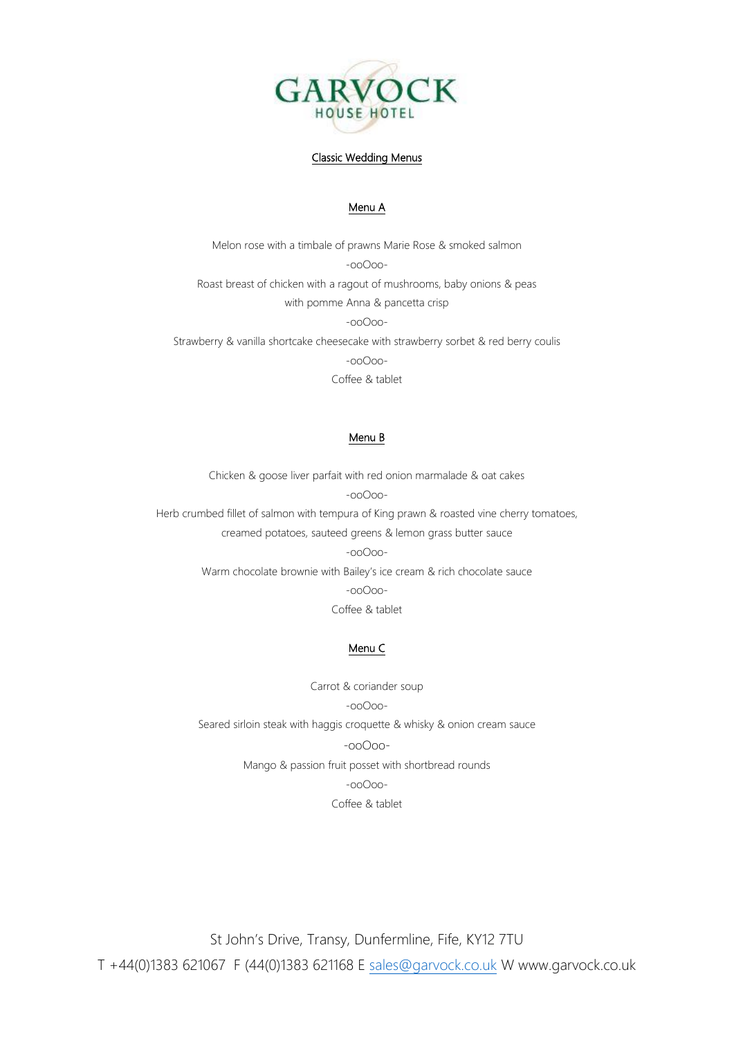# GARVOCK HOUSE HOTEL

## Classic Wedding Menus

### Menu A

Melon rose with a timbale of prawns Marie Rose & smoked salmon

-ooOoo-

Roast breast of chicken with a ragout of mushrooms, baby onions & peas
with pomme Anna & pancetta crisp

-ooOoo-

Strawberry & vanilla shortcake cheesecake with strawberry sorbet & red berry coulis

-ooOoo-

Coffee & tablet

### Menu B

Chicken & goose liver parfait with red onion marmalade & oat cakes

-ooOoo-

Herb crumbed fillet of salmon with tempura of King prawn & roasted vine cherry tomatoes,
creamed potatoes, sauteed greens & lemon grass butter sauce

-ooOoo-

Warm chocolate brownie with Bailey's ice cream & rich chocolate sauce

-ooOoo-

Coffee & tablet

### Menu C

Carrot & coriander soup

-ooOoo-

Seared sirloin steak with haggis croquette & whisky & onion cream sauce

-ooOoo-

Mango & passion fruit posset with shortbread rounds

-ooOoo-

Coffee & tablet

St John's Drive, Transy, Dunfermline, Fife, KY12 7TU

T +44(0)1383 621067 F (44(0)1383 621168 E sales@garvock.co.uk W www.garvock.co.uk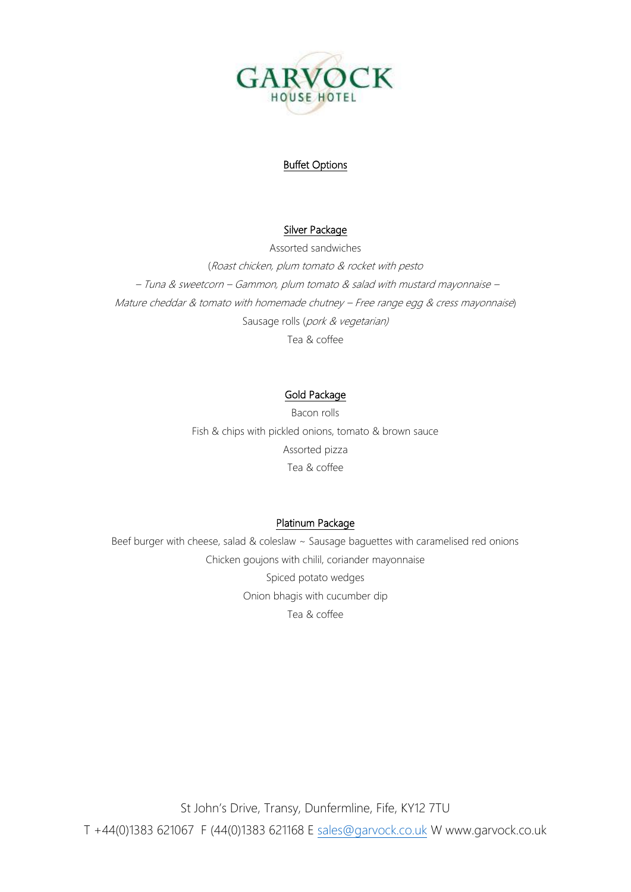GARVOCK
HOUSE HOTEL

## Buffet Options

### Silver Package

Assorted sandwiches

(*Roast chicken, plum tomato & rocket with pesto*
*– Tuna & sweetcorn – Gammon, plum tomato & salad with mustard mayonnaise –*
*Mature cheddar & tomato with homemade chutney – Free range egg & cress mayonnaise*)

Sausage rolls (*pork & vegetarian)*

Tea & coffee

### Gold Package

Bacon rolls

Fish & chips with pickled onions, tomato & brown sauce

Assorted pizza

Tea & coffee

### Platinum Package

Beef burger with cheese, salad & coleslaw ~ Sausage baguettes with caramelised red onions

Chicken goujons with chilil, coriander mayonnaise

Spiced potato wedges

Onion bhagis with cucumber dip

Tea & coffee

St John's Drive, Transy, Dunfermline, Fife, KY12 7TU

T +44(0)1383 621067 F (44(0)1383 621168 E sales@garvock.co.uk W www.garvock.co.uk